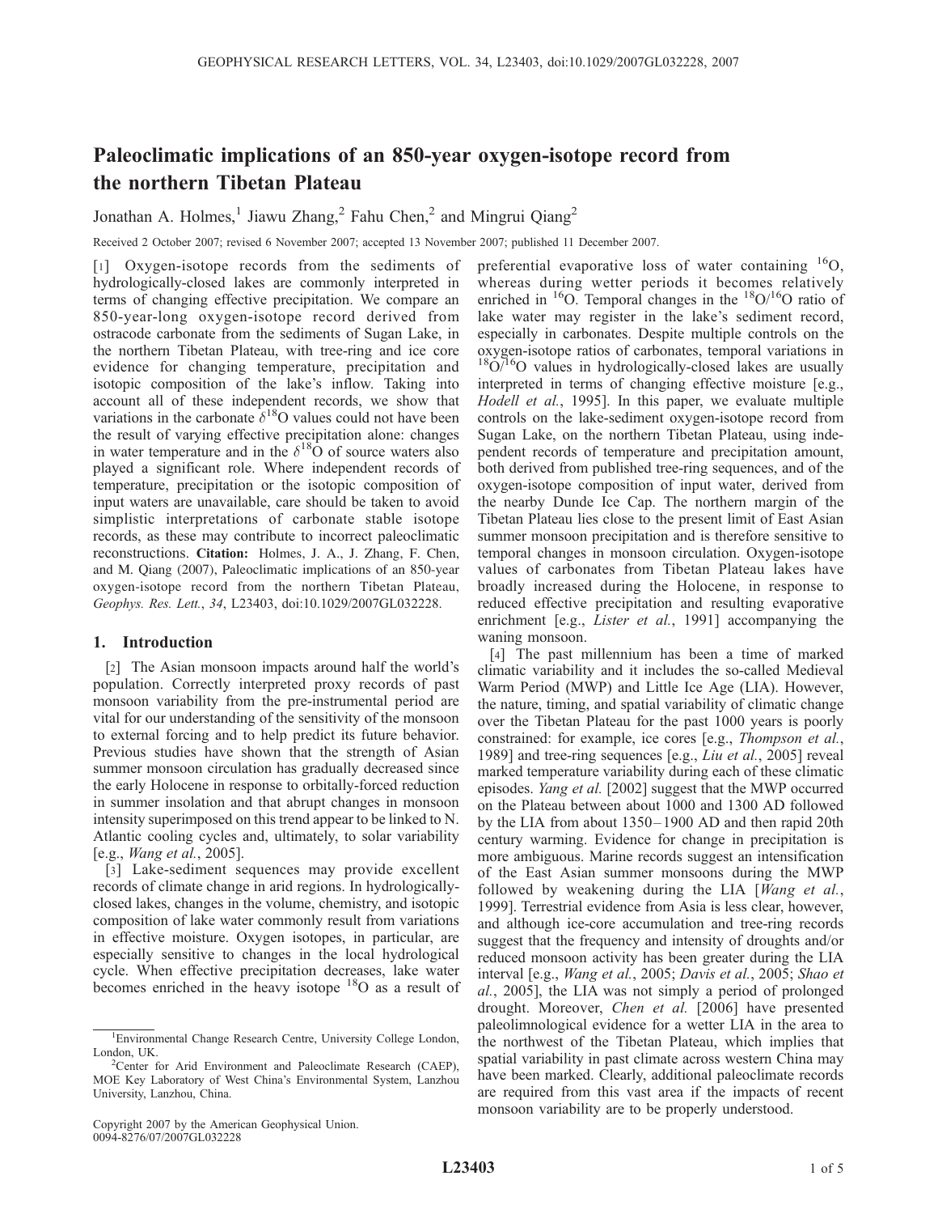# Paleoclimatic implications of an 850-year oxygen-isotope record from the northern Tibetan Plateau

Jonathan A. Holmes,[1] Jiawu Zhang,[2] Fahu Chen,[2] and Mingrui Qiang[2]

Received 2 October 2007; revised 6 November 2007; accepted 13 November 2007; published 11 December 2007.

[1] Oxygen-isotope records from the sediments of hydrologically-closed lakes are commonly interpreted in terms of changing effective precipitation. We compare an 850-year-long oxygen-isotope record derived from ostracode carbonate from the sediments of Sugan Lake, in the northern Tibetan Plateau, with tree-ring and ice core evidence for changing temperature, precipitation and isotopic composition of the lake's inflow. Taking into account all of these independent records, we show that variations in the carbonate $\delta^{18}$O values could not have been the result of varying effective precipitation alone: changes in water temperature and in the $\delta^{18}$O of source waters also played a significant role. Where independent records of temperature, precipitation or the isotopic composition of input waters are unavailable, care should be taken to avoid simplistic interpretations of carbonate stable isotope records, as these may contribute to incorrect paleoclimatic reconstructions. **Citation:** Holmes, J. A., J. Zhang, F. Chen, and M. Qiang (2007), Paleoclimatic implications of an 850-year oxygen-isotope record from the northern Tibetan Plateau, *Geophys. Res. Lett.*, *34*, L23403, doi:10.1029/2007GL032228.

## 1. Introduction

[2] The Asian monsoon impacts around half the world's population. Correctly interpreted proxy records of past monsoon variability from the pre-instrumental period are vital for our understanding of the sensitivity of the monsoon to external forcing and to help predict its future behavior. Previous studies have shown that the strength of Asian summer monsoon circulation has gradually decreased since the early Holocene in response to orbitally-forced reduction in summer insolation and that abrupt changes in monsoon intensity superimposed on this trend appear to be linked to N. Atlantic cooling cycles and, ultimately, to solar variability [e.g., *Wang et al.*, 2005].

[3] Lake-sediment sequences may provide excellent records of climate change in arid regions. In hydrologically-closed lakes, changes in the volume, chemistry, and isotopic composition of lake water commonly result from variations in effective moisture. Oxygen isotopes, in particular, are especially sensitive to changes in the local hydrological cycle. When effective precipitation decreases, lake water becomes enriched in the heavy isotope $^{18}$O as a result of preferential evaporative loss of water containing $^{16}$O, whereas during wetter periods it becomes relatively enriched in $^{16}$O. Temporal changes in the $^{18}$O/$^{16}$O ratio of lake water may register in the lake's sediment record, especially in carbonates. Despite multiple controls on the oxygen-isotope ratios of carbonates, temporal variations in $^{18}$O/$^{16}$O values in hydrologically-closed lakes are usually interpreted in terms of changing effective moisture [e.g., *Hodell et al.*, 1995]. In this paper, we evaluate multiple controls on the lake-sediment oxygen-isotope record from Sugan Lake, on the northern Tibetan Plateau, using independent records of temperature and precipitation amount, both derived from published tree-ring sequences, and of the oxygen-isotope composition of input water, derived from the nearby Dunde Ice Cap. The northern margin of the Tibetan Plateau lies close to the present limit of East Asian summer monsoon precipitation and is therefore sensitive to temporal changes in monsoon circulation. Oxygen-isotope values of carbonates from Tibetan Plateau lakes have broadly increased during the Holocene, in response to reduced effective precipitation and resulting evaporative enrichment [e.g., *Lister et al.*, 1991] accompanying the waning monsoon.

[4] The past millennium has been a time of marked climatic variability and it includes the so-called Medieval Warm Period (MWP) and Little Ice Age (LIA). However, the nature, timing, and spatial variability of climatic change over the Tibetan Plateau for the past 1000 years is poorly constrained: for example, ice cores [e.g., *Thompson et al.*, 1989] and tree-ring sequences [e.g., *Liu et al.*, 2005] reveal marked temperature variability during each of these climatic episodes. *Yang et al.* [2002] suggest that the MWP occurred on the Plateau between about 1000 and 1300 AD followed by the LIA from about 1350–1900 AD and then rapid 20th century warming. Evidence for change in precipitation is more ambiguous. Marine records suggest an intensification of the East Asian summer monsoons during the MWP followed by weakening during the LIA [*Wang et al.*, 1999]. Terrestrial evidence from Asia is less clear, however, and although ice-core accumulation and tree-ring records suggest that the frequency and intensity of droughts and/or reduced monsoon activity has been greater during the LIA interval [e.g., *Wang et al.*, 2005; *Davis et al.*, 2005; *Shao et al.*, 2005], the LIA was not simply a period of prolonged drought. Moreover, *Chen et al.* [2006] have presented paleolimnological evidence for a wetter LIA in the area to the northwest of the Tibetan Plateau, which implies that spatial variability in past climate across western China may have been marked. Clearly, additional paleoclimate records are required from this vast area if the impacts of recent monsoon variability are to be properly understood.

---

[1] Environmental Change Research Centre, University College London, London, UK.

[2] Center for Arid Environment and Paleoclimate Research (CAEP), MOE Key Laboratory of West China's Environmental System, Lanzhou University, Lanzhou, China.

Copyright 2007 by the American Geophysical Union.
0094-8276/07/2007GL032228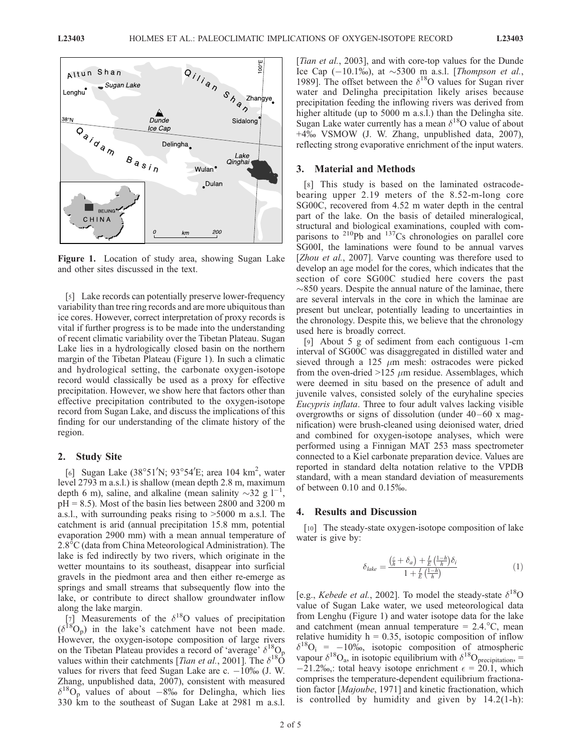Figure 1. Location of study area, showing Sugan Lake and other sites discussed in the text.

[5] Lake records can potentially preserve lower-frequency variability than tree ring records and are more ubiquitous than ice cores. However, correct interpretation of proxy records is vital if further progress is to be made into the understanding of recent climatic variability over the Tibetan Plateau. Sugan Lake lies in a hydrologically closed basin on the northern margin of the Tibetan Plateau (Figure 1). In such a climatic and hydrological setting, the carbonate oxygen-isotope record would classically be used as a proxy for effective precipitation. However, we show here that factors other than effective precipitation contributed to the oxygen-isotope record from Sugan Lake, and discuss the implications of this finding for our understanding of the climate history of the region.

## 2. Study Site

[6] Sugan Lake (38°51′N; 93°54′E; area 104 km$^2$, water level 2793 m a.s.l.) is shallow (mean depth 2.8 m, maximum depth 6 m), saline, and alkaline (mean salinity ~32 g l$^{-1}$, pH = 8.5). Most of the basin lies between 2800 and 3200 m a.s.l., with surrounding peaks rising to >5000 m a.s.l. The catchment is arid (annual precipitation 15.8 mm, potential evaporation 2900 mm) with a mean annual temperature of 2.8°C (data from China Meteorological Administration). The lake is fed indirectly by two rivers, which originate in the wetter mountains to its southeast, disappear into surficial gravels in the piedmont area and then either re-emerge as springs and small streams that subsequently flow into the lake, or contribute to direct shallow groundwater inflow along the lake margin.

[7] Measurements of the $\delta^{18}$O values of precipitation ($\delta^{18}O_p$) in the lake's catchment have not been made. However, the oxygen-isotope composition of large rivers on the Tibetan Plateau provides a record of 'average' $\delta^{18}O_p$ values within their catchments [*Tian et al.*, 2001]. The $\delta^{18}$O values for rivers that feed Sugan Lake are c. −10‰ (J. W. Zhang, unpublished data, 2007), consistent with measured $\delta^{18}O_p$ values of about −8‰ for Delingha, which lies 330 km to the southeast of Sugan Lake at 2981 m a.s.l. [*Tian et al.*, 2003], and with core-top values for the Dunde Ice Cap (−10.1‰), at ~5300 m a.s.l. [*Thompson et al.*, 1989]. The offset between the $\delta^{18}$O values for Sugan river water and Delingha precipitation likely arises because precipitation feeding the inflowing rivers was derived from higher altitude (up to 5000 m a.s.l.) than the Delingha site. Sugan Lake water currently has a mean $\delta^{18}$O value of about +4‰ VSMOW (J. W. Zhang, unpublished data, 2007), reflecting strong evaporative enrichment of the input waters.

## 3. Material and Methods

[8] This study is based on the laminated ostracode-bearing upper 2.19 meters of the 8.52-m-long core SG00C, recovered from 4.52 m water depth in the central part of the lake. On the basis of detailed mineralogical, structural and biological examinations, coupled with comparisons to $^{210}$Pb and $^{137}$Cs chronologies on parallel core SG00I, the laminations were found to be annual varves [*Zhou et al.*, 2007]. Varve counting was therefore used to develop an age model for the cores, which indicates that the section of core SG00C studied here covers the past ~850 years. Despite the annual nature of the laminae, there are several intervals in the core in which the laminae are present but unclear, potentially leading to uncertainties in the chronology. Despite this, we believe that the chronology used here is broadly correct.

[9] About 5 g of sediment from each contiguous 1-cm interval of SG00C was disaggregated in distilled water and sieved through a 125 $\mu$m mesh: ostracodes were picked from the oven-dried >125 $\mu$m residue. Assemblages, which were deemed in situ based on the presence of adult and juvenile valves, consisted solely of the euryhaline species *Eucypris inflata*. Three to four adult valves lacking visible overgrowths or signs of dissolution (under 40–60 x magnification) were brush-cleaned using deionised water, dried and combined for oxygen-isotope analyses, which were performed using a Finnigan MAT 253 mass spectrometer connected to a Kiel carbonate preparation device. Values are reported in standard delta notation relative to the VPDB standard, with a mean standard deviation of measurements of between 0.10 and 0.15‰.

## 4. Results and Discussion

[10] The steady-state oxygen-isotope composition of lake water is give by:

$$\delta_{lake} = \frac{\left(\frac{\varepsilon}{h} + \delta_a\right) + \frac{I}{E}\left(\frac{1-h}{h}\right)\delta_i}{1 + \frac{I}{E}\left(\frac{1-h}{h}\right)} \quad (1)$$

[e.g., *Kebede et al.*, 2002]. To model the steady-state $\delta^{18}$O value of Sugan Lake water, we used meteorological data from Lenghu (Figure 1) and water isotope data for the lake and catchment (mean annual temperature = 2.4.°C, mean relative humidity h = 0.35, isotopic composition of inflow $\delta^{18}O_i$ = −10‰, isotopic composition of atmospheric vapour $\delta^{18}O_a$, in isotopic equilibrium with $\delta^{18}O_{precipitation}$, = −21.2‰,: total heavy isotope enrichment $\epsilon$ = 20.1, which comprises the temperature-dependent equilibrium fractionation factor [*Majoube*, 1971] and kinetic fractionation, which is controlled by humidity and given by 14.2(1-h):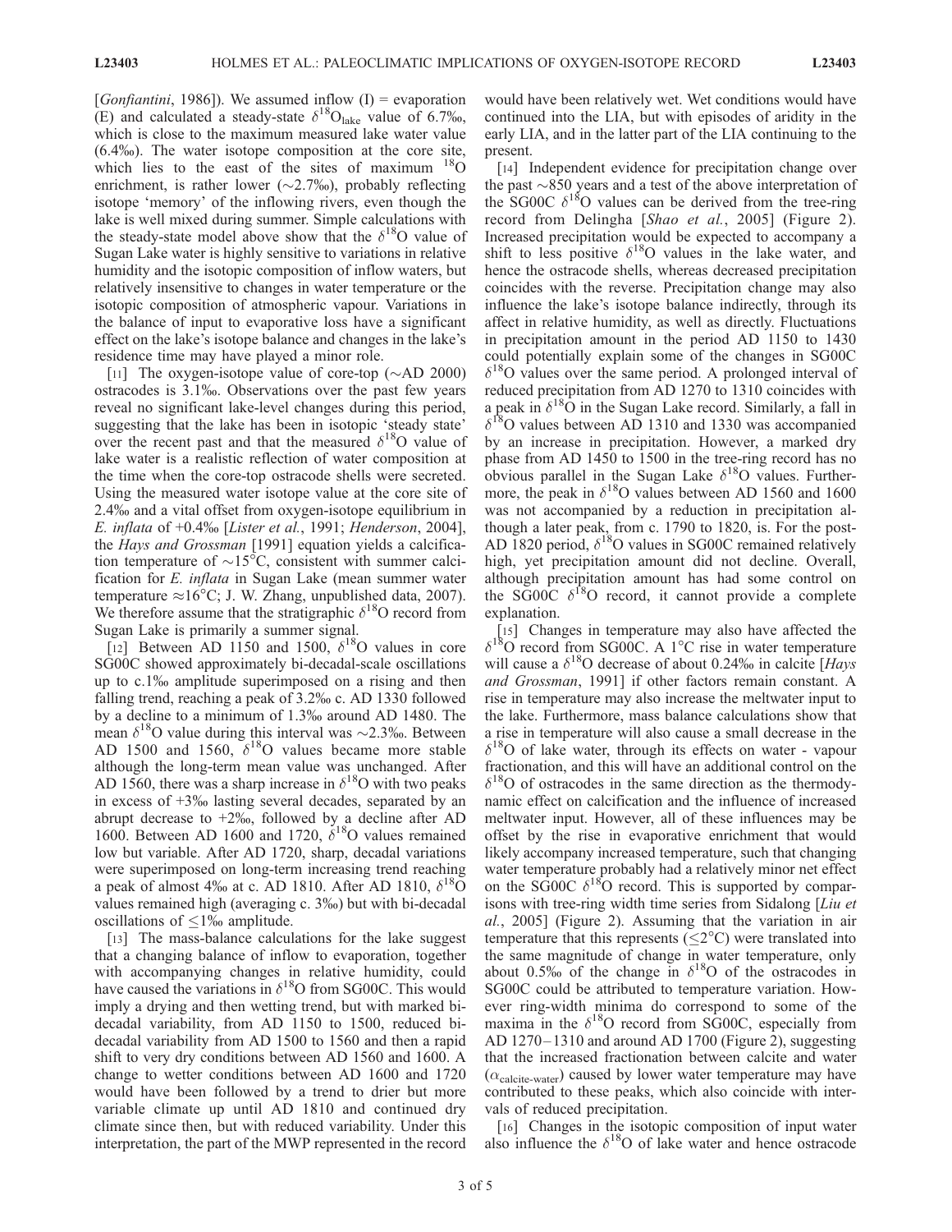[*Gonfiantini*, 1986]). We assumed inflow (I) = evaporation (E) and calculated a steady-state $\delta^{18}O_{lake}$ value of 6.7‰, which is close to the maximum measured lake water value (6.4‰). The water isotope composition at the core site, which lies to the east of the sites of maximum $^{18}O$ enrichment, is rather lower (~2.7‰), probably reflecting isotope 'memory' of the inflowing rivers, even though the lake is well mixed during summer. Simple calculations with the steady-state model above show that the $\delta^{18}O$ value of Sugan Lake water is highly sensitive to variations in relative humidity and the isotopic composition of inflow waters, but relatively insensitive to changes in water temperature or the isotopic composition of atmospheric vapour. Variations in the balance of input to evaporative loss have a significant effect on the lake's isotope balance and changes in the lake's residence time may have played a minor role.

[11] The oxygen-isotope value of core-top (~AD 2000) ostracodes is 3.1‰. Observations over the past few years reveal no significant lake-level changes during this period, suggesting that the lake has been in isotopic 'steady state' over the recent past and that the measured $\delta^{18}O$ value of lake water is a realistic reflection of water composition at the time when the core-top ostracode shells were secreted. Using the measured water isotope value at the core site of 2.4‰ and a vital offset from oxygen-isotope equilibrium in *E. inflata* of +0.4‰ [*Lister et al.*, 1991; *Henderson*, 2004], the *Hays and Grossman* [1991] equation yields a calcification temperature of ~15°C, consistent with summer calcification for *E. inflata* in Sugan Lake (mean summer water temperature ≈16°C; J. W. Zhang, unpublished data, 2007). We therefore assume that the stratigraphic $\delta^{18}O$ record from Sugan Lake is primarily a summer signal.

[12] Between AD 1150 and 1500, $\delta^{18}O$ values in core SG00C showed approximately bi-decadal-scale oscillations up to c.1‰ amplitude superimposed on a rising and then falling trend, reaching a peak of 3.2‰ c. AD 1330 followed by a decline to a minimum of 1.3‰ around AD 1480. The mean $\delta^{18}O$ value during this interval was ~2.3‰. Between AD 1500 and 1560, $\delta^{18}O$ values became more stable although the long-term mean value was unchanged. After AD 1560, there was a sharp increase in $\delta^{18}O$ with two peaks in excess of +3‰ lasting several decades, separated by an abrupt decrease to +2‰, followed by a decline after AD 1600. Between AD 1600 and 1720, $\delta^{18}O$ values remained low but variable. After AD 1720, sharp, decadal variations were superimposed on long-term increasing trend reaching a peak of almost 4‰ at c. AD 1810. After AD 1810, $\delta^{18}O$ values remained high (averaging c. 3‰) but with bi-decadal oscillations of ≤1‰ amplitude.

[13] The mass-balance calculations for the lake suggest that a changing balance of inflow to evaporation, together with accompanying changes in relative humidity, could have caused the variations in $\delta^{18}O$ from SG00C. This would imply a drying and then wetting trend, but with marked bi-decadal variability, from AD 1150 to 1500, reduced bi-decadal variability from AD 1500 to 1560 and then a rapid shift to very dry conditions between AD 1560 and 1600. A change to wetter conditions between AD 1600 and 1720 would have been followed by a trend to drier but more variable climate up until AD 1810 and continued dry climate since then, but with reduced variability. Under this interpretation, the part of the MWP represented in the record would have been relatively wet. Wet conditions would have continued into the LIA, but with episodes of aridity in the early LIA, and in the latter part of the LIA continuing to the present.

[14] Independent evidence for precipitation change over the past ~850 years and a test of the above interpretation of the SG00C $\delta^{18}O$ values can be derived from the tree-ring record from Delingha [*Shao et al.*, 2005] (Figure 2). Increased precipitation would be expected to accompany a shift to less positive $\delta^{18}O$ values in the lake water, and hence the ostracode shells, whereas decreased precipitation coincides with the reverse. Precipitation change may also influence the lake's isotope balance indirectly, through its affect in relative humidity, as well as directly. Fluctuations in precipitation amount in the period AD 1150 to 1430 could potentially explain some of the changes in SG00C $\delta^{18}O$ values over the same period. A prolonged interval of reduced precipitation from AD 1270 to 1310 coincides with a peak in $\delta^{18}O$ in the Sugan Lake record. Similarly, a fall in $\delta^{18}O$ values between AD 1310 and 1330 was accompanied by an increase in precipitation. However, a marked dry phase from AD 1450 to 1500 in the tree-ring record has no obvious parallel in the Sugan Lake $\delta^{18}O$ values. Furthermore, the peak in $\delta^{18}O$ values between AD 1560 and 1600 was not accompanied by a reduction in precipitation although a later peak, from c. 1790 to 1820, is. For the post-AD 1820 period, $\delta^{18}O$ values in SG00C remained relatively high, yet precipitation amount did not decline. Overall, although precipitation amount has had some control on the SG00C $\delta^{18}O$ record, it cannot provide a complete explanation.

[15] Changes in temperature may also have affected the $\delta^{18}O$ record from SG00C. A 1°C rise in water temperature will cause a $\delta^{18}O$ decrease of about 0.24‰ in calcite [*Hays and Grossman*, 1991] if other factors remain constant. A rise in temperature may also increase the meltwater input to the lake. Furthermore, mass balance calculations show that a rise in temperature will also cause a small decrease in the $\delta^{18}O$ of lake water, through its effects on water - vapour fractionation, and this will have an additional control on the $\delta^{18}O$ of ostracodes in the same direction as the thermodynamic effect on calcification and the influence of increased meltwater input. However, all of these influences may be offset by the rise in evaporative enrichment that would likely accompany increased temperature, such that changing water temperature probably had a relatively minor net effect on the SG00C $\delta^{18}O$ record. This is supported by comparisons with tree-ring width time series from Sidalong [*Liu et al.*, 2005] (Figure 2). Assuming that the variation in air temperature that this represents (≤2°C) were translated into the same magnitude of change in water temperature, only about 0.5‰ of the change in $\delta^{18}O$ of the ostracodes in SG00C could be attributed to temperature variation. However ring-width minima do correspond to some of the maxima in the $\delta^{18}O$ record from SG00C, especially from AD 1270–1310 and around AD 1700 (Figure 2), suggesting that the increased fractionation between calcite and water ($\alpha_{calcite-water}$) caused by lower water temperature may have contributed to these peaks, which also coincide with intervals of reduced precipitation.

[16] Changes in the isotopic composition of input water also influence the $\delta^{18}O$ of lake water and hence ostracode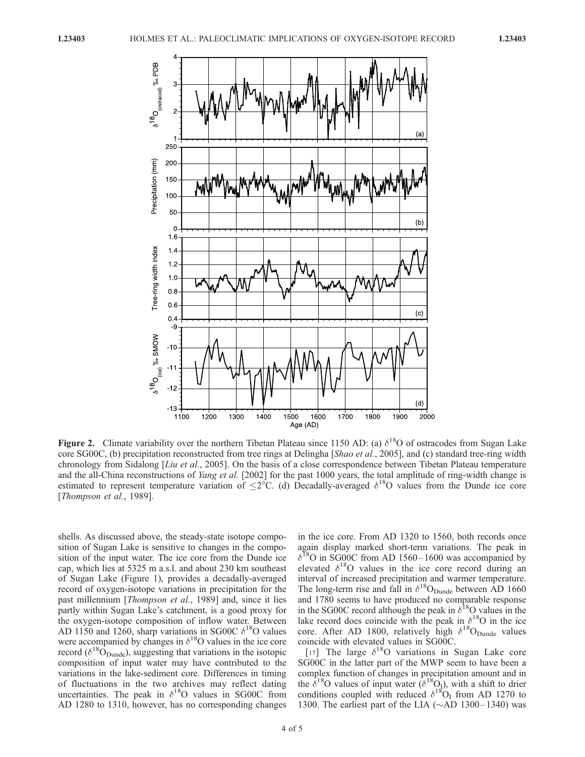**Figure 2.** Climate variability over the northern Tibetan Plateau since 1150 AD: (a) $\delta^{18}O$ of ostracodes from Sugan Lake core SG00C, (b) precipitation reconstructed from tree rings at Delingha [*Shao et al.*, 2005], and (c) standard tree-ring width chronology from Sidalong [*Liu et al.*, 2005]. On the basis of a close correspondence between Tibetan Plateau temperature and the all-China reconstructions of *Yang et al.* [2002] for the past 1000 years, the total amplitude of ring-width change is estimated to represent temperature variation of $\leq 2°C$. (d) Decadally-averaged $\delta^{18}O$ values from the Dunde ice core [*Thompson et al.*, 1989].

shells. As discussed above, the steady-state isotope composition of Sugan Lake is sensitive to changes in the composition of the input water. The ice core from the Dunde ice cap, which lies at 5325 m a.s.l. and about 230 km southeast of Sugan Lake (Figure 1), provides a decadally-averaged record of oxygen-isotope variations in precipitation for the past millennium [*Thompson et al.*, 1989] and, since it lies partly within Sugan Lake's catchment, is a good proxy for the oxygen-isotope composition of inflow water. Between AD 1150 and 1260, sharp variations in SG00C $\delta^{18}O$ values were accompanied by changes in $\delta^{18}O$ values in the ice core record ($\delta^{18}O_{Dunde}$), suggesting that variations in the isotopic composition of input water may have contributed to the variations in the lake-sediment core. Differences in timing of fluctuations in the two archives may reflect dating uncertainties. The peak in $\delta^{18}O$ values in SG00C from AD 1280 to 1310, however, has no corresponding changes in the ice core. From AD 1320 to 1560, both records once again display marked short-term variations. The peak in $\delta^{18}O$ in SG00C from AD 1560–1600 was accompanied by elevated $\delta^{18}O$ values in the ice core record during an interval of increased precipitation and warmer temperature. The long-term rise and fall in $\delta^{18}O_{Dunde}$ between AD 1660 and 1780 seems to have produced no comparable response in the SG00C record although the peak in $\delta^{18}O$ values in the lake record does coincide with the peak in $\delta^{18}O$ in the ice core. After AD 1800, relatively high $\delta^{18}O_{Dunde}$ values coincide with elevated values in SG00C.

[17] The large $\delta^{18}O$ variations in Sugan Lake core SG00C in the latter part of the MWP seem to have been a complex function of changes in precipitation amount and in the $\delta^{18}O$ values of input water ($\delta^{18}O_I$), with a shift to drier conditions coupled with reduced $\delta^{18}O_I$ from AD 1270 to 1300. The earliest part of the LIA (~AD 1300–1340) was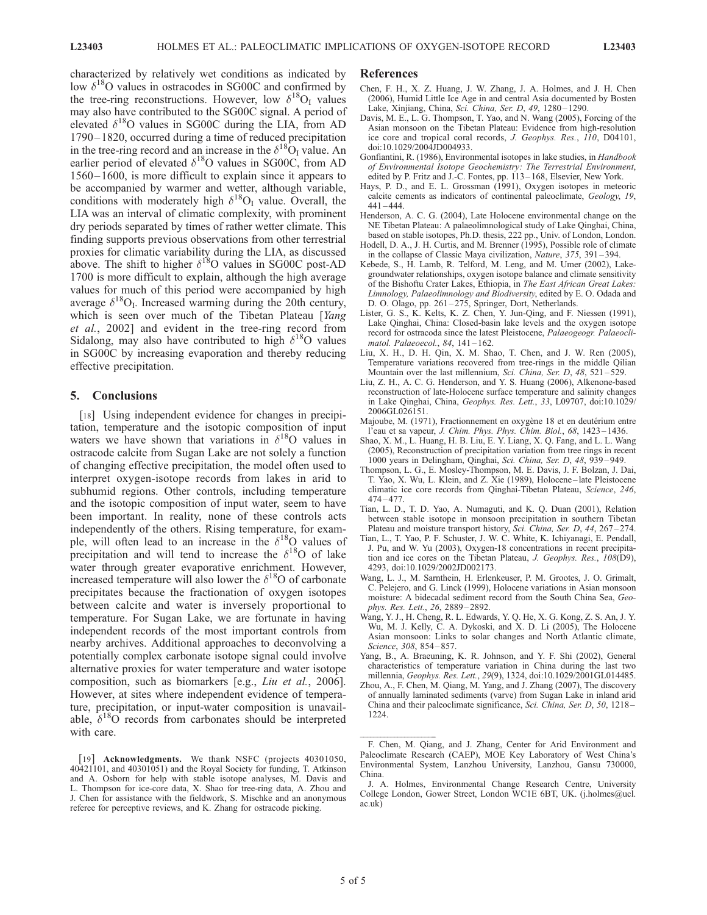characterized by relatively wet conditions as indicated by low $\delta^{18}O$ values in ostracodes in SG00C and confirmed by the tree-ring reconstructions. However, low $\delta^{18}O_I$ values may also have contributed to the SG00C signal. A period of elevated $\delta^{18}O$ values in SG00C during the LIA, from AD 1790–1820, occurred during a time of reduced precipitation in the tree-ring record and an increase in the $\delta^{18}O_I$ value. An earlier period of elevated $\delta^{18}O$ values in SG00C, from AD 1560–1600, is more difficult to explain since it appears to be accompanied by warmer and wetter, although variable, conditions with moderately high $\delta^{18}O_I$ value. Overall, the LIA was an interval of climatic complexity, with prominent dry periods separated by times of rather wetter climate. This finding supports previous observations from other terrestrial proxies for climatic variability during the LIA, as discussed above. The shift to higher $\delta^{18}O$ values in SG00C post-AD 1700 is more difficult to explain, although the high average values for much of this period were accompanied by high average $\delta^{18}O_I$. Increased warming during the 20th century, which is seen over much of the Tibetan Plateau [*Yang et al.*, 2002] and evident in the tree-ring record from Sidalong, may also have contributed to high $\delta^{18}O$ values in SG00C by increasing evaporation and thereby reducing effective precipitation.

## 5. Conclusions

[18] Using independent evidence for changes in precipitation, temperature and the isotopic composition of input waters we have shown that variations in $\delta^{18}O$ values in ostracode calcite from Sugan Lake are not solely a function of changing effective precipitation, the model often used to interpret oxygen-isotope records from lakes in arid to subhumid regions. Other controls, including temperature and the isotopic composition of input water, seem to have been important. In reality, none of these controls acts independently of the others. Rising temperature, for example, will often lead to an increase in the $\delta^{18}O$ values of precipitation and will tend to increase the $\delta^{18}O$ of lake water through greater evaporative enrichment. However, increased temperature will also lower the $\delta^{18}O$ of carbonate precipitates because the fractionation of oxygen isotopes between calcite and water is inversely proportional to temperature. For Sugan Lake, we are fortunate in having independent records of the most important controls from nearby archives. Additional approaches to deconvolving a potentially complex carbonate isotope signal could involve alternative proxies for water temperature and water isotope composition, such as biomarkers [e.g., *Liu et al.*, 2006]. However, at sites where independent evidence of temperature, precipitation, or input-water composition is unavailable, $\delta^{18}O$ records from carbonates should be interpreted with care.

[19] **Acknowledgments.** We thank NSFC (projects 40301050, 40421101, and 40301051) and the Royal Society for funding, T. Atkinson and A. Osborn for help with stable isotope analyses, M. Davis and L. Thompson for ice-core data, X. Shao for tree-ring data, A. Zhou and J. Chen for assistance with the fieldwork, S. Mischke and an anonymous referee for perceptive reviews, and K. Zhang for ostracode picking.

## References

Chen, F. H., X. Z. Huang, J. W. Zhang, J. A. Holmes, and J. H. Chen (2006), Humid Little Ice Age in and central Asia documented by Bosten Lake, Xinjiang, China, *Sci. China, Ser. D*, *49*, 1280–1290.

Davis, M. E., L. G. Thompson, T. Yao, and N. Wang (2005), Forcing of the Asian monsoon on the Tibetan Plateau: Evidence from high-resolution ice core and tropical coral records, *J. Geophys. Res.*, *110*, D04101, doi:10.1029/2004JD004933.

Gonfiantini, R. (1986), Environmental isotopes in lake studies, in *Handbook of Environmental Isotope Geochemistry: The Terrestrial Environment*, edited by P. Fritz and J.-C. Fontes, pp. 113–168, Elsevier, New York.

Hays, P. D., and E. L. Grossman (1991), Oxygen isotopes in meteoric calcite cements as indicators of continental paleoclimate, *Geology*, *19*, 441–444.

Henderson, A. C. G. (2004), Late Holocene environmental change on the NE Tibetan Plateau: A palaeolimnological study of Lake Qinghai, China, based on stable isotopes, Ph.D. thesis, 222 pp., Univ. of London, London.

Hodell, D. A., J. H. Curtis, and M. Brenner (1995), Possible role of climate in the collapse of Classic Maya civilization, *Nature*, *375*, 391–394.

Kebede, S., H. Lamb, R. Telford, M. Leng, and M. Umer (2002), Lake-groundwater relationships, oxygen isotope balance and climate sensitivity of the Bishoftu Crater Lakes, Ethiopia, in *The East African Great Lakes: Limnology, Palaeolimnology and Biodiversity*, edited by E. O. Odada and D. O. Olago, pp. 261–275, Springer, Dort, Netherlands.

Lister, G. S., K. Kelts, K. Z. Chen, Y. Jun-Qing, and F. Niessen (1991), Lake Qinghai, China: Closed-basin lake levels and the oxygen isotope record for ostracoda since the latest Pleistocene, *Palaeogeogr. Palaeoclimatol. Palaeoecol.*, *84*, 141–162.

Liu, X. H., D. H. Qin, X. M. Shao, T. Chen, and J. W. Ren (2005), Temperature variations recovered from tree-rings in the middle Qilian Mountain over the last millennium, *Sci. China, Ser. D*, *48*, 521–529.

Liu, Z. H., A. C. G. Henderson, and Y. S. Huang (2006), Alkenone-based reconstruction of late-Holocene surface temperature and salinity changes in Lake Qinghai, China, *Geophys. Res. Lett.*, *33*, L09707, doi:10.1029/2006GL026151.

Majoube, M. (1971), Fractionnement en oxygène 18 et en deutérium entre l'eau et sa vapeur, *J. Chim. Phys. Phys. Chim. Biol.*, *68*, 1423–1436.

Shao, X. M., L. Huang, H. B. Liu, E. Y. Liang, X. Q. Fang, and L. L. Wang (2005), Reconstruction of precipitation variation from tree rings in recent 1000 years in Delingham, Qinghai, *Sci. China, Ser. D*, *48*, 939–949.

Thompson, L. G., E. Mosley-Thompson, M. E. Davis, J. F. Bolzan, J. Dai, T. Yao, X. Wu, L. Klein, and Z. Xie (1989), Holocene–late Pleistocene climatic ice core records from Qinghai-Tibetan Plateau, *Science*, *246*, 474–477.

Tian, L. D., T. D. Yao, A. Numaguti, and K. Q. Duan (2001), Relation between stable isotope in monsoon precipitation in southern Tibetan Plateau and moisture transport history, *Sci. China, Ser. D*, *44*, 267–274.

Tian, L., T. Yao, P. F. Schuster, J. W. C. White, K. Ichiyanagi, E. Pendall, J. Pu, and W. Yu (2003), Oxygen-18 concentrations in recent precipitation and ice cores on the Tibetan Plateau, *J. Geophys. Res.*, *108*(D9), 4293, doi:10.1029/2002JD002173.

Wang, L. J., M. Sarnthein, H. Erlenkeuser, P. M. Grootes, J. O. Grimalt, C. Pelejero, and G. Linck (1999), Holocene variations in Asian monsoon moisture: A bidecadal sediment record from the South China Sea, *Geophys. Res. Lett.*, *26*, 2889–2892.

Wang, Y. J., H. Cheng, R. L. Edwards, Y. Q. He, X. G. Kong, Z. S. An, J. Y. Wu, M. J. Kelly, C. A. Dykoski, and X. D. Li (2005), The Holocene Asian monsoon: Links to solar changes and North Atlantic climate, *Science*, *308*, 854–857.

Yang, B., A. Braeuning, K. R. Johnson, and Y. F. Shi (2002), General characteristics of temperature variation in China during the last two millennia, *Geophys. Res. Lett.*, *29*(9), 1324, doi:10.1029/2001GL014485.

Zhou, A., F. Chen, M. Qiang, M. Yang, and J. Zhang (2007), The discovery of annually laminated sediments (varve) from Sugan Lake in inland arid China and their paleoclimate significance, *Sci. China, Ser. D*, *50*, 1218–1224.

---

F. Chen, M. Qiang, and J. Zhang, Center for Arid Environment and Paleoclimate Research (CAEP), MOE Key Laboratory of West China's Environmental System, Lanzhou University, Lanzhou, Gansu 730000, China.

J. A. Holmes, Environmental Change Research Centre, University College London, Gower Street, London WC1E 6BT, UK. (j.holmes@ucl.ac.uk)